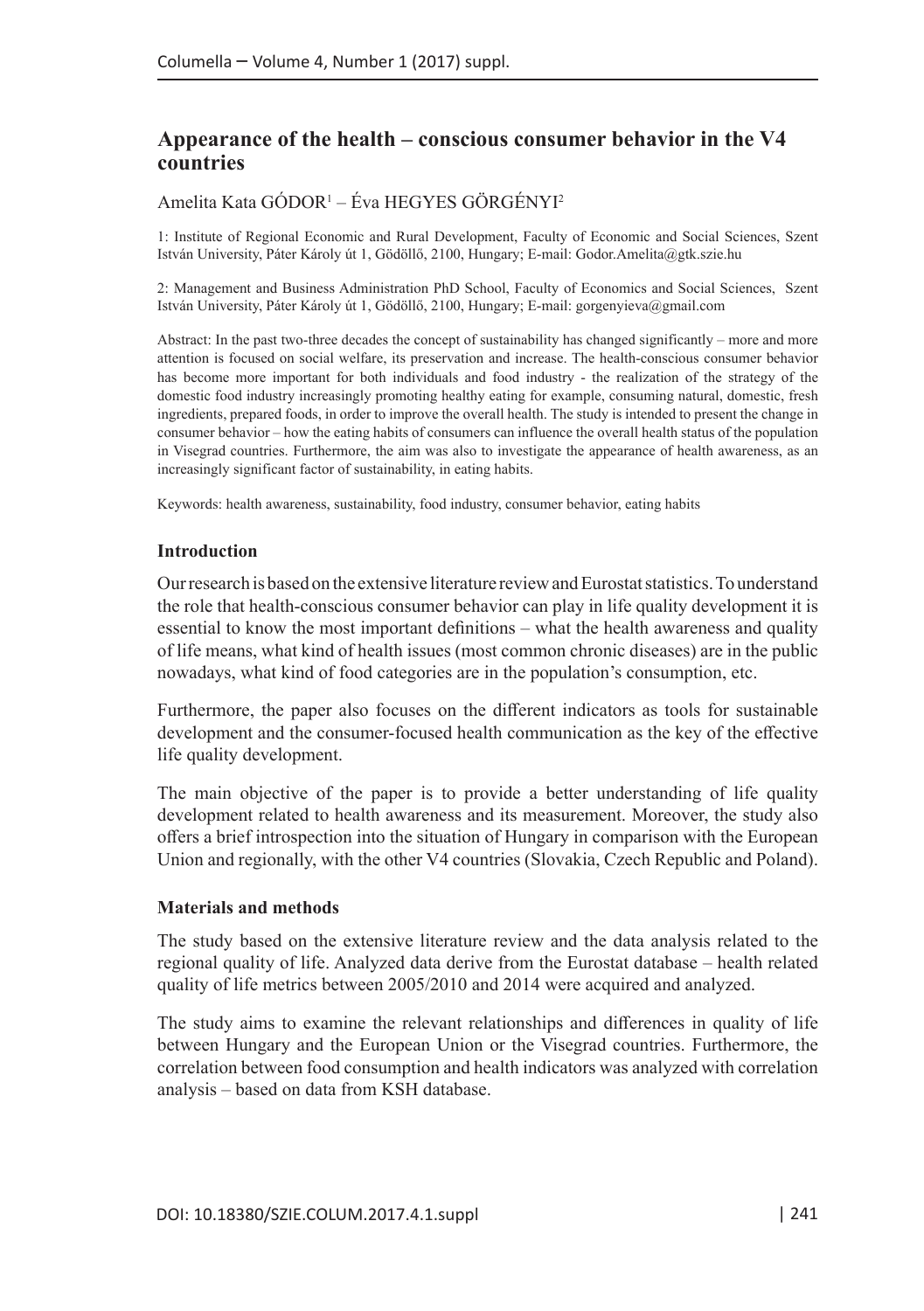# Appearance of the health – conscious consumer behavior in the V4 countries

Amelita Kata GÓDOR[1] – Éva HEGYES GÖRGÉNYI[2]

1: Institute of Regional Economic and Rural Development, Faculty of Economic and Social Sciences, Szent István University, Páter Károly út 1, Gödöllő, 2100, Hungary; E-mail: Godor.Amelita@gtk.szie.hu

2: Management and Business Administration PhD School, Faculty of Economics and Social Sciences, Szent István University, Páter Károly út 1, Gödöllő, 2100, Hungary; E-mail: gorgenyieva@gmail.com

Abstract: In the past two-three decades the concept of sustainability has changed significantly – more and more attention is focused on social welfare, its preservation and increase. The health-conscious consumer behavior has become more important for both individuals and food industry - the realization of the strategy of the domestic food industry increasingly promoting healthy eating for example, consuming natural, domestic, fresh ingredients, prepared foods, in order to improve the overall health. The study is intended to present the change in consumer behavior – how the eating habits of consumers can influence the overall health status of the population in Visegrad countries. Furthermore, the aim was also to investigate the appearance of health awareness, as an increasingly significant factor of sustainability, in eating habits.

Keywords: health awareness, sustainability, food industry, consumer behavior, eating habits

## Introduction

Our research is based on the extensive literature review and Eurostat statistics. To understand the role that health-conscious consumer behavior can play in life quality development it is essential to know the most important definitions – what the health awareness and quality of life means, what kind of health issues (most common chronic diseases) are in the public nowadays, what kind of food categories are in the population's consumption, etc.

Furthermore, the paper also focuses on the different indicators as tools for sustainable development and the consumer-focused health communication as the key of the effective life quality development.

The main objective of the paper is to provide a better understanding of life quality development related to health awareness and its measurement. Moreover, the study also offers a brief introspection into the situation of Hungary in comparison with the European Union and regionally, with the other V4 countries (Slovakia, Czech Republic and Poland).

## Materials and methods

The study based on the extensive literature review and the data analysis related to the regional quality of life. Analyzed data derive from the Eurostat database – health related quality of life metrics between 2005/2010 and 2014 were acquired and analyzed.

The study aims to examine the relevant relationships and differences in quality of life between Hungary and the European Union or the Visegrad countries. Furthermore, the correlation between food consumption and health indicators was analyzed with correlation analysis – based on data from KSH database.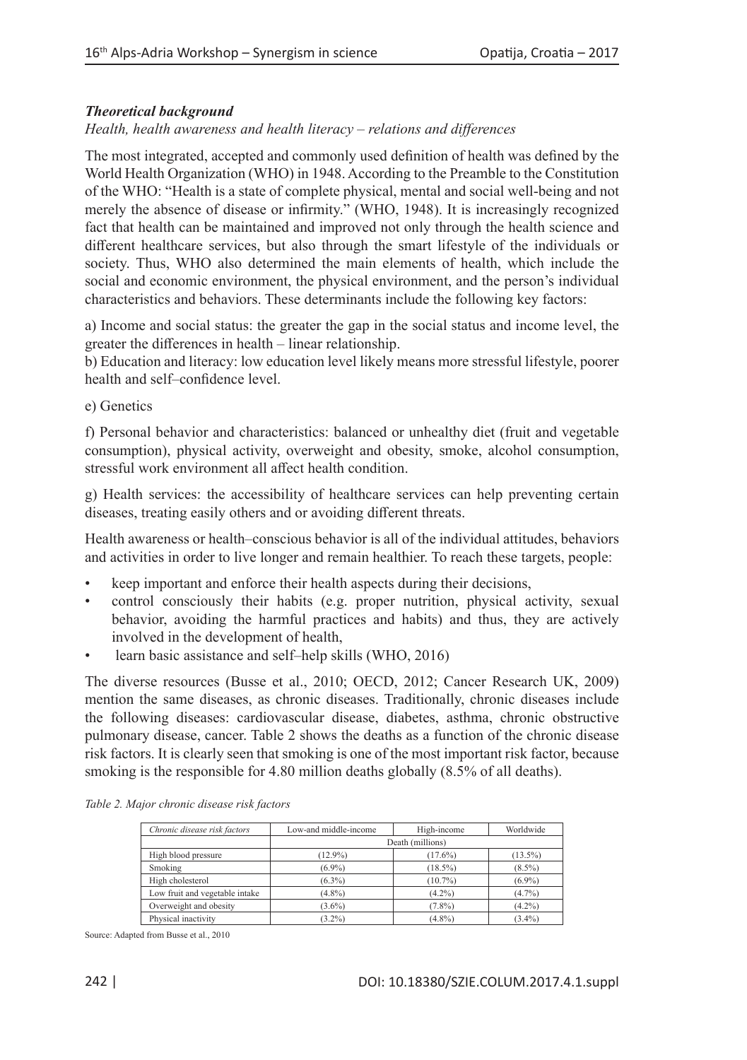### *Theoretical background*

*Health, health awareness and health literacy – relations and differences*

The most integrated, accepted and commonly used definition of health was defined by the World Health Organization (WHO) in 1948. According to the Preamble to the Constitution of the WHO: "Health is a state of complete physical, mental and social well-being and not merely the absence of disease or infirmity." (WHO, 1948). It is increasingly recognized fact that health can be maintained and improved not only through the health science and different healthcare services, but also through the smart lifestyle of the individuals or society. Thus, WHO also determined the main elements of health, which include the social and economic environment, the physical environment, and the person's individual characteristics and behaviors. These determinants include the following key factors:

a) Income and social status: the greater the gap in the social status and income level, the greater the differences in health – linear relationship.
b) Education and literacy: low education level likely means more stressful lifestyle, poorer health and self–confidence level.

e) Genetics

f) Personal behavior and characteristics: balanced or unhealthy diet (fruit and vegetable consumption), physical activity, overweight and obesity, smoke, alcohol consumption, stressful work environment all affect health condition.

g) Health services: the accessibility of healthcare services can help preventing certain diseases, treating easily others and or avoiding different threats.

Health awareness or health–conscious behavior is all of the individual attitudes, behaviors and activities in order to live longer and remain healthier. To reach these targets, people:

- keep important and enforce their health aspects during their decisions,
- control consciously their habits (e.g. proper nutrition, physical activity, sexual behavior, avoiding the harmful practices and habits) and thus, they are actively involved in the development of health,
- learn basic assistance and self–help skills (WHO, 2016)

The diverse resources (Busse et al., 2010; OECD, 2012; Cancer Research UK, 2009) mention the same diseases, as chronic diseases. Traditionally, chronic diseases include the following diseases: cardiovascular disease, diabetes, asthma, chronic obstructive pulmonary disease, cancer. Table 2 shows the deaths as a function of the chronic disease risk factors. It is clearly seen that smoking is one of the most important risk factor, because smoking is the responsible for 4.80 million deaths globally (8.5% of all deaths).

*Table 2. Major chronic disease risk factors*

| *Chronic disease risk factors* | Low-and middle-income | High-income | Worldwide |
|---|---|---|---|
| | Death (millions) | | |
| High blood pressure | (12.9%) | (17.6%) | (13.5%) |
| Smoking | (6.9%) | (18.5%) | (8.5%) |
| High cholesterol | (6.3%) | (10.7%) | (6.9%) |
| Low fruit and vegetable intake | (4.8%) | (4.2%) | (4.7%) |
| Overweight and obesity | (3.6%) | (7.8%) | (4.2%) |
| Physical inactivity | (3.2%) | (4.8%) | (3.4%) |

Source: Adapted from Busse et al., 2010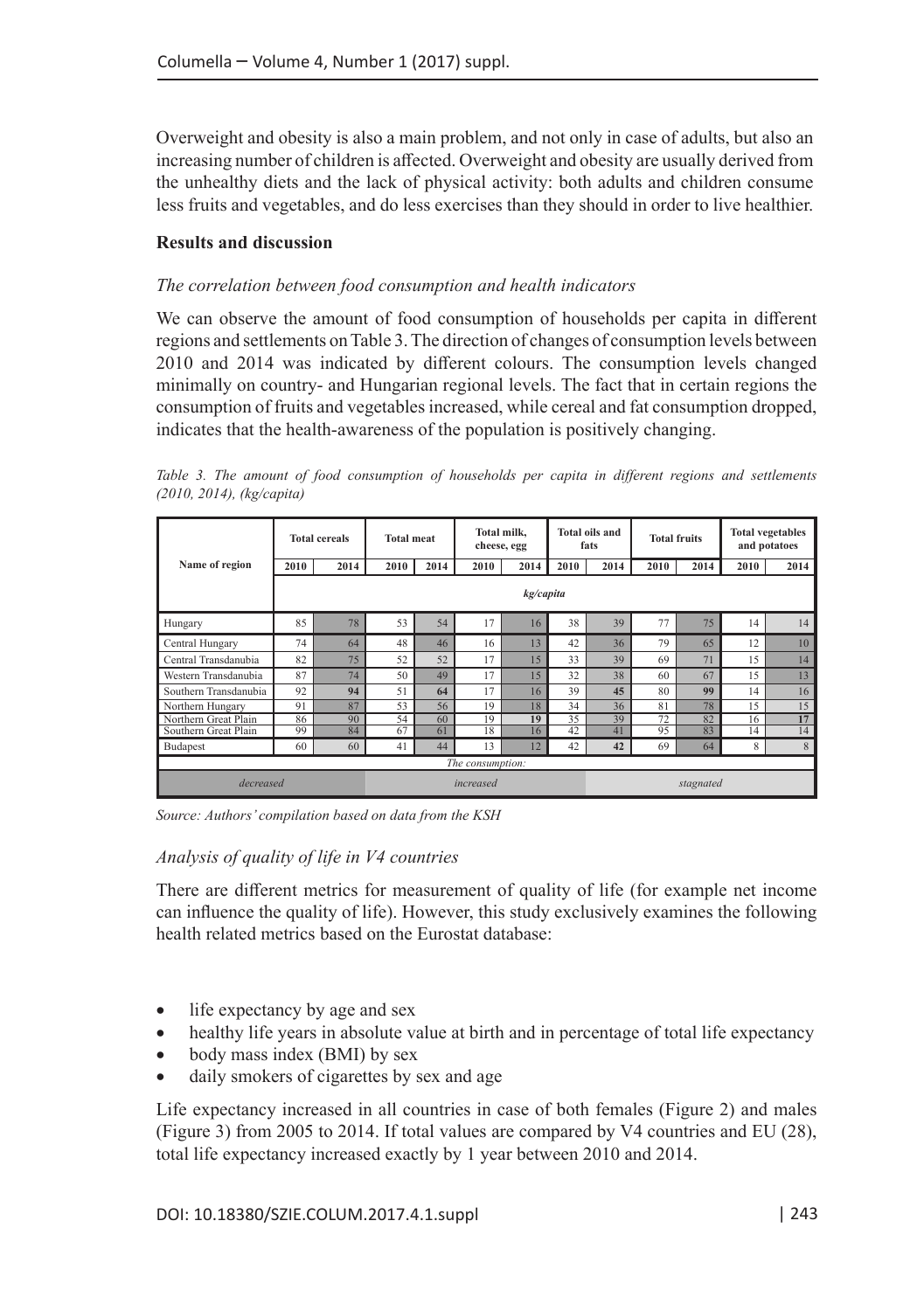Overweight and obesity is also a main problem, and not only in case of adults, but also an increasing number of children is affected. Overweight and obesity are usually derived from the unhealthy diets and the lack of physical activity: both adults and children consume less fruits and vegetables, and do less exercises than they should in order to live healthier.

## Results and discussion

### *The correlation between food consumption and health indicators*

We can observe the amount of food consumption of households per capita in different regions and settlements on Table 3. The direction of changes of consumption levels between 2010 and 2014 was indicated by different colours. The consumption levels changed minimally on country- and Hungarian regional levels. The fact that in certain regions the consumption of fruits and vegetables increased, while cereal and fat consumption dropped, indicates that the health-awareness of the population is positively changing.

*Table 3. The amount of food consumption of households per capita in different regions and settlements (2010, 2014), (kg/capita)*

| Name of region | Total cereals | | Total meat | | Total milk, cheese, egg | | Total oils and fats | | Total fruits | | Total vegetables and potatoes | |
|---|---|---|---|---|---|---|---|---|---|---|---|---|
| | 2010 | 2014 | 2010 | 2014 | 2010 | 2014 | 2010 | 2014 | 2010 | 2014 | 2010 | 2014 |
| | kg/capita | | | | | | | | | | | |
| Hungary | 85 | 78 | 53 | 54 | 17 | 16 | 38 | 39 | 77 | 75 | 14 | 14 |
| Central Hungary | 74 | 64 | 48 | 46 | 16 | 13 | 42 | 36 | 79 | 65 | 12 | 10 |
| Central Transdanubia | 82 | 75 | 52 | 52 | 17 | 15 | 33 | 39 | 69 | 71 | 15 | 14 |
| Western Transdanubia | 87 | 74 | 50 | 49 | 17 | 15 | 32 | 38 | 60 | 67 | 15 | 13 |
| Southern Transdanubia | 92 | **94** | 51 | **64** | 17 | 16 | 39 | **45** | 80 | **99** | 14 | 16 |
| Northern Hungary | 91 | 87 | 53 | 56 | 19 | 18 | 34 | 36 | 81 | 78 | 15 | 15 |
| Northern Great Plain | 86 | 90 | 54 | 60 | 19 | **19** | 35 | 39 | 72 | 82 | 16 | **17** |
| Southern Great Plain | 99 | 84 | 67 | 61 | 18 | 16 | 42 | 41 | 95 | 83 | 14 | 14 |
| Budapest | 60 | 60 | 41 | 44 | 13 | 12 | 42 | **42** | 69 | 64 | 8 | 8 |
| The consumption: | | | | | | | | | | | | |
| decreased | | | | increased | | | | stagnated | | | | |

*Source: Authors' compilation based on data from the KSH*

### *Analysis of quality of life in V4 countries*

There are different metrics for measurement of quality of life (for example net income can influence the quality of life). However, this study exclusively examines the following health related metrics based on the Eurostat database:

- life expectancy by age and sex
- healthy life years in absolute value at birth and in percentage of total life expectancy
- body mass index (BMI) by sex
- daily smokers of cigarettes by sex and age

Life expectancy increased in all countries in case of both females (Figure 2) and males (Figure 3) from 2005 to 2014. If total values are compared by V4 countries and EU (28), total life expectancy increased exactly by 1 year between 2010 and 2014.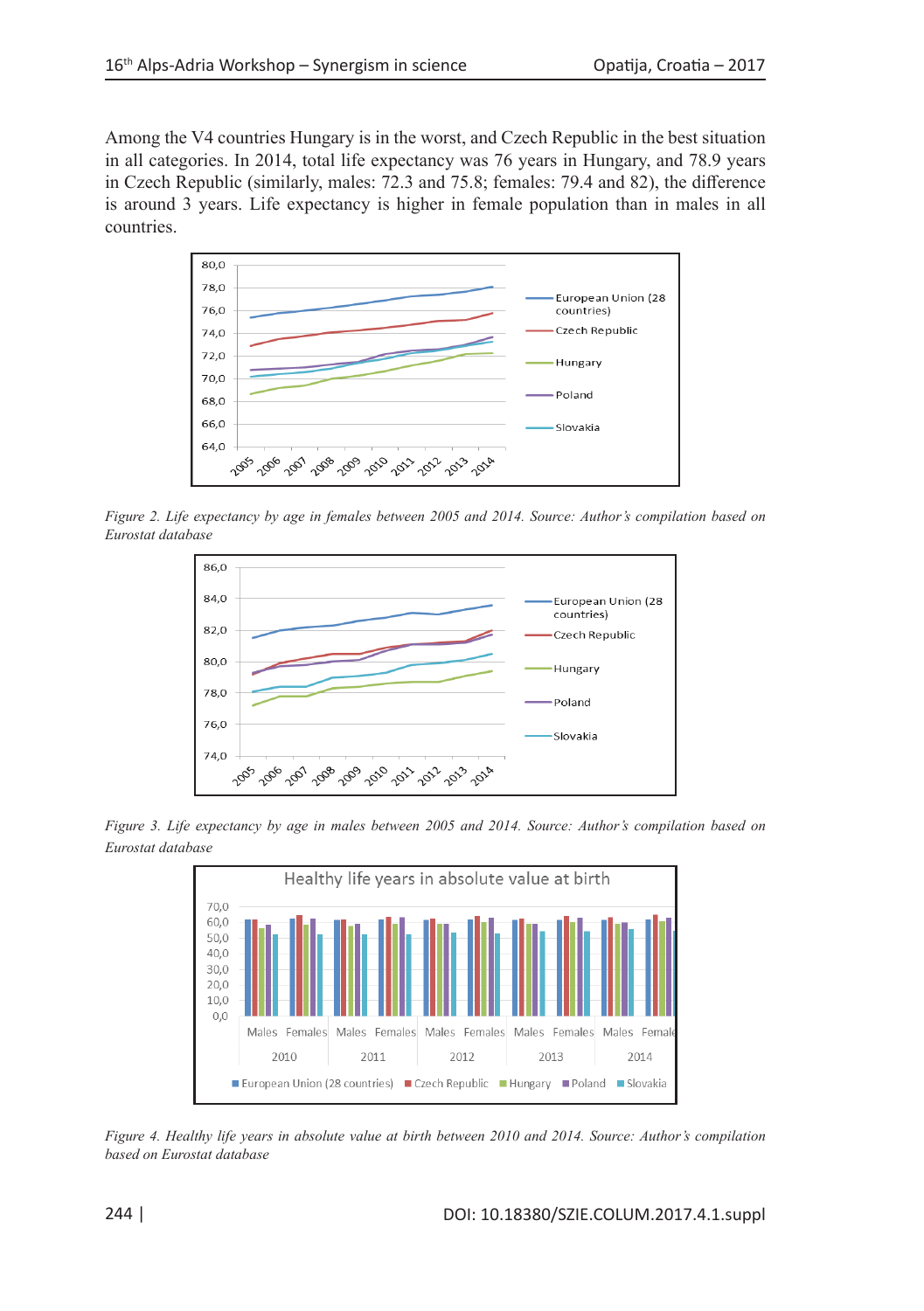Among the V4 countries Hungary is in the worst, and Czech Republic in the best situation in all categories. In 2014, total life expectancy was 76 years in Hungary, and 78.9 years in Czech Republic (similarly, males: 72.3 and 75.8; females: 79.4 and 82), the difference is around 3 years. Life expectancy is higher in female population than in males in all countries.

*Figure 2. Life expectancy by age in females between 2005 and 2014. Source: Author's compilation based on Eurostat database*

*Figure 3. Life expectancy by age in males between 2005 and 2014. Source: Author's compilation based on Eurostat database*

*Figure 4. Healthy life years in absolute value at birth between 2010 and 2014. Source: Author's compilation based on Eurostat database*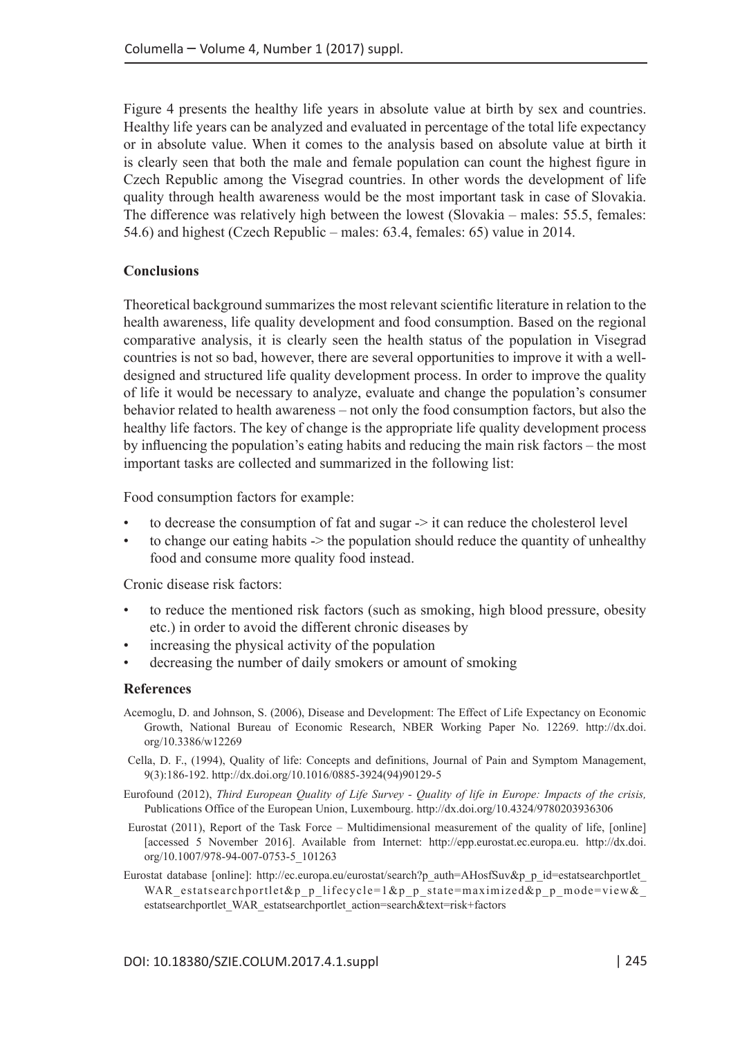Figure 4 presents the healthy life years in absolute value at birth by sex and countries. Healthy life years can be analyzed and evaluated in percentage of the total life expectancy or in absolute value. When it comes to the analysis based on absolute value at birth it is clearly seen that both the male and female population can count the highest figure in Czech Republic among the Visegrad countries. In other words the development of life quality through health awareness would be the most important task in case of Slovakia. The difference was relatively high between the lowest (Slovakia – males: 55.5, females: 54.6) and highest (Czech Republic – males: 63.4, females: 65) value in 2014.

## Conclusions

Theoretical background summarizes the most relevant scientific literature in relation to the health awareness, life quality development and food consumption. Based on the regional comparative analysis, it is clearly seen the health status of the population in Visegrad countries is not so bad, however, there are several opportunities to improve it with a well-designed and structured life quality development process. In order to improve the quality of life it would be necessary to analyze, evaluate and change the population's consumer behavior related to health awareness – not only the food consumption factors, but also the healthy life factors. The key of change is the appropriate life quality development process by influencing the population's eating habits and reducing the main risk factors – the most important tasks are collected and summarized in the following list:

Food consumption factors for example:

- to decrease the consumption of fat and sugar -> it can reduce the cholesterol level
- to change our eating habits -> the population should reduce the quantity of unhealthy food and consume more quality food instead.

Cronic disease risk factors:

- to reduce the mentioned risk factors (such as smoking, high blood pressure, obesity etc.) in order to avoid the different chronic diseases by
- increasing the physical activity of the population
- decreasing the number of daily smokers or amount of smoking

## References

Acemoglu, D. and Johnson, S. (2006), Disease and Development: The Effect of Life Expectancy on Economic Growth, National Bureau of Economic Research, NBER Working Paper No. 12269. http://dx.doi.org/10.3386/w12269

Cella, D. F., (1994), Quality of life: Concepts and definitions, Journal of Pain and Symptom Management, 9(3):186-192. http://dx.doi.org/10.1016/0885-3924(94)90129-5

Eurofound (2012), *Third European Quality of Life Survey - Quality of life in Europe: Impacts of the crisis,* Publications Office of the European Union, Luxembourg. http://dx.doi.org/10.4324/9780203936306

Eurostat (2011), Report of the Task Force – Multidimensional measurement of the quality of life, [online] [accessed 5 November 2016]. Available from Internet: http://epp.eurostat.ec.europa.eu. http://dx.doi.org/10.1007/978-94-007-0753-5_101263

Eurostat database [online]: http://ec.europa.eu/eurostat/search?p_auth=AHosfSuv&p_p_id=estatsearchportlet_WAR_estatsearchportlet&p_p_lifecycle=1&p_p_state=maximized&p_p_mode=view&_estatsearchportlet_WAR_estatsearchportlet_action=search&text=risk+factors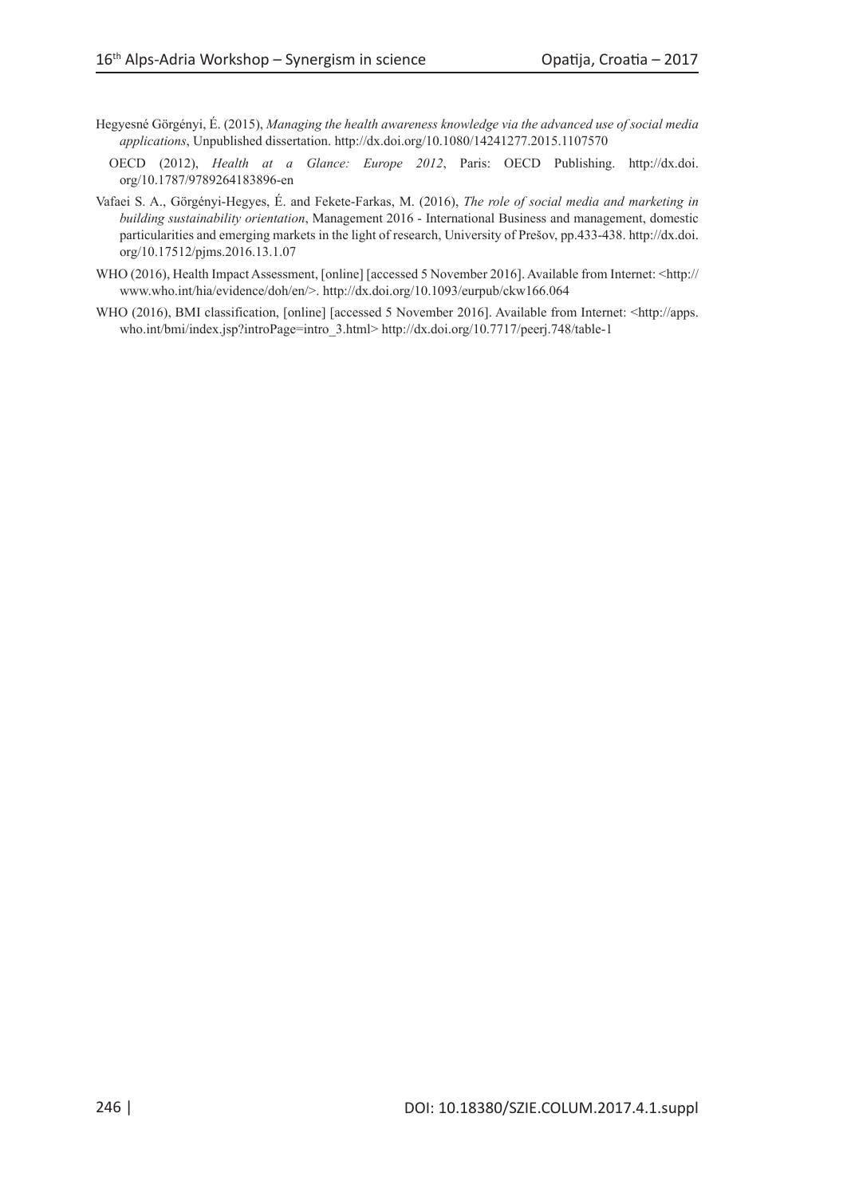Hegyesné Görgényi, É. (2015), *Managing the health awareness knowledge via the advanced use of social media applications*, Unpublished dissertation. http://dx.doi.org/10.1080/14241277.2015.1107570

OECD (2012), *Health at a Glance: Europe 2012*, Paris: OECD Publishing. http://dx.doi.org/10.1787/9789264183896-en

Vafaei S. A., Görgényi-Hegyes, É. and Fekete-Farkas, M. (2016), *The role of social media and marketing in building sustainability orientation*, Management 2016 - International Business and management, domestic particularities and emerging markets in the light of research, University of Prešov, pp.433-438. http://dx.doi.org/10.17512/pjms.2016.13.1.07

WHO (2016), Health Impact Assessment, [online] [accessed 5 November 2016]. Available from Internet: <http://www.who.int/hia/evidence/doh/en/>. http://dx.doi.org/10.1093/eurpub/ckw166.064

WHO (2016), BMI classification, [online] [accessed 5 November 2016]. Available from Internet: <http://apps.who.int/bmi/index.jsp?introPage=intro_3.html> http://dx.doi.org/10.7717/peerj.748/table-1